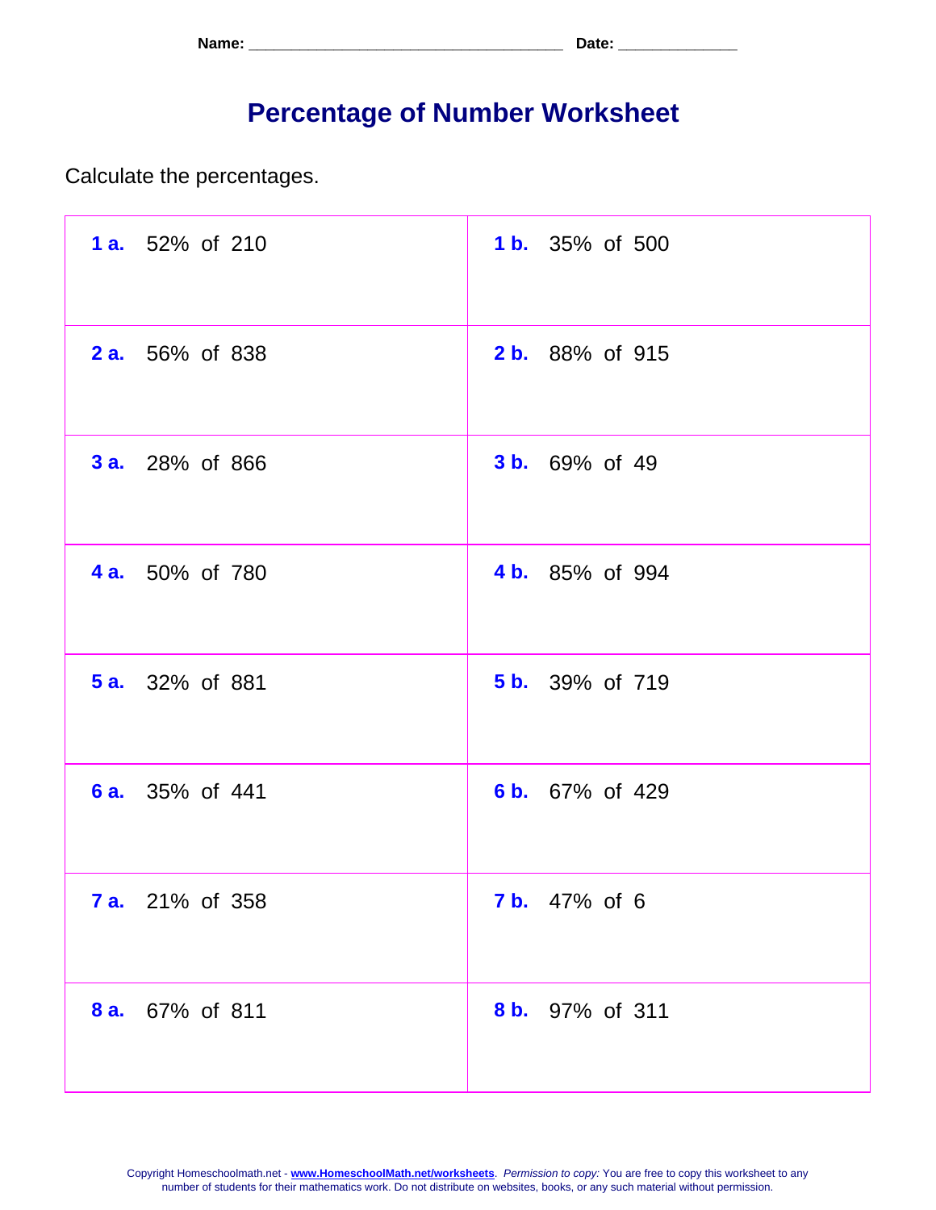Name: ___________________________________ Date: _____________

# Percentage of Number Worksheet

Calculate the percentages.

| | |
|---|---|
| **1 a.** 52% of 210 | **1 b.** 35% of 500 |
| **2 a.** 56% of 838 | **2 b.** 88% of 915 |
| **3 a.** 28% of 866 | **3 b.** 69% of 49 |
| **4 a.** 50% of 780 | **4 b.** 85% of 994 |
| **5 a.** 32% of 881 | **5 b.** 39% of 719 |
| **6 a.** 35% of 441 | **6 b.** 67% of 429 |
| **7 a.** 21% of 358 | **7 b.** 47% of 6 |
| **8 a.** 67% of 811 | **8 b.** 97% of 311 |

Copyright Homeschoolmath.net - **www.HomeschoolMath.net/worksheets**. *Permission to copy:* You are free to copy this worksheet to any number of students for their mathematics work. Do not distribute on websites, books, or any such material without permission.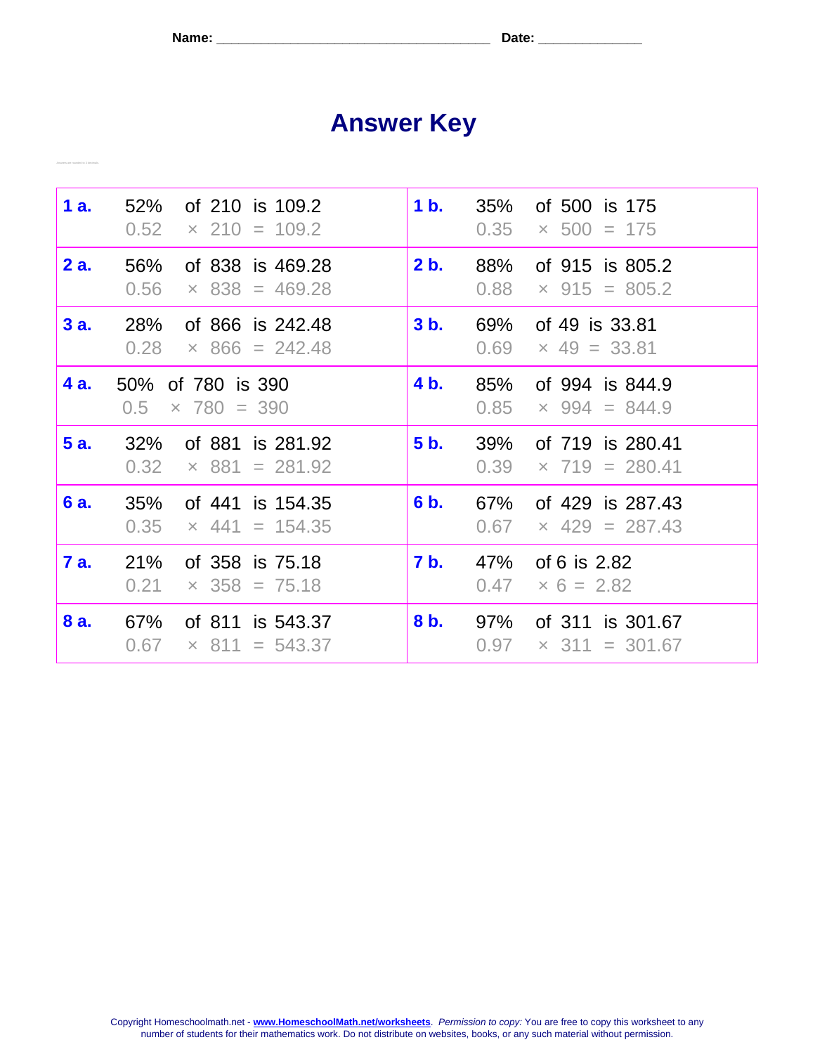Name: ________________________________ Date: ____________

# Answer Key

| | |
|---|---|
| **1 a.** 52% of 210 is 109.2<br>0.52 × 210 = 109.2 | **1 b.** 35% of 500 is 175<br>0.35 × 500 = 175 |
| **2 a.** 56% of 838 is 469.28<br>0.56 × 838 = 469.28 | **2 b.** 88% of 915 is 805.2<br>0.88 × 915 = 805.2 |
| **3 a.** 28% of 866 is 242.48<br>0.28 × 866 = 242.48 | **3 b.** 69% of 49 is 33.81<br>0.69 × 49 = 33.81 |
| **4 a.** 50% of 780 is 390<br>0.5 × 780 = 390 | **4 b.** 85% of 994 is 844.9<br>0.85 × 994 = 844.9 |
| **5 a.** 32% of 881 is 281.92<br>0.32 × 881 = 281.92 | **5 b.** 39% of 719 is 280.41<br>0.39 × 719 = 280.41 |
| **6 a.** 35% of 441 is 154.35<br>0.35 × 441 = 154.35 | **6 b.** 67% of 429 is 287.43<br>0.67 × 429 = 287.43 |
| **7 a.** 21% of 358 is 75.18<br>0.21 × 358 = 75.18 | **7 b.** 47% of 6 is 2.82<br>0.47 × 6 = 2.82 |
| **8 a.** 67% of 811 is 543.37<br>0.67 × 811 = 543.37 | **8 b.** 97% of 311 is 301.67<br>0.97 × 311 = 301.67 |

Copyright Homeschoolmath.net - **www.HomeschoolMath.net/worksheets**. *Permission to copy:* You are free to copy this worksheet to any number of students for their mathematics work. Do not distribute on websites, books, or any such material without permission.